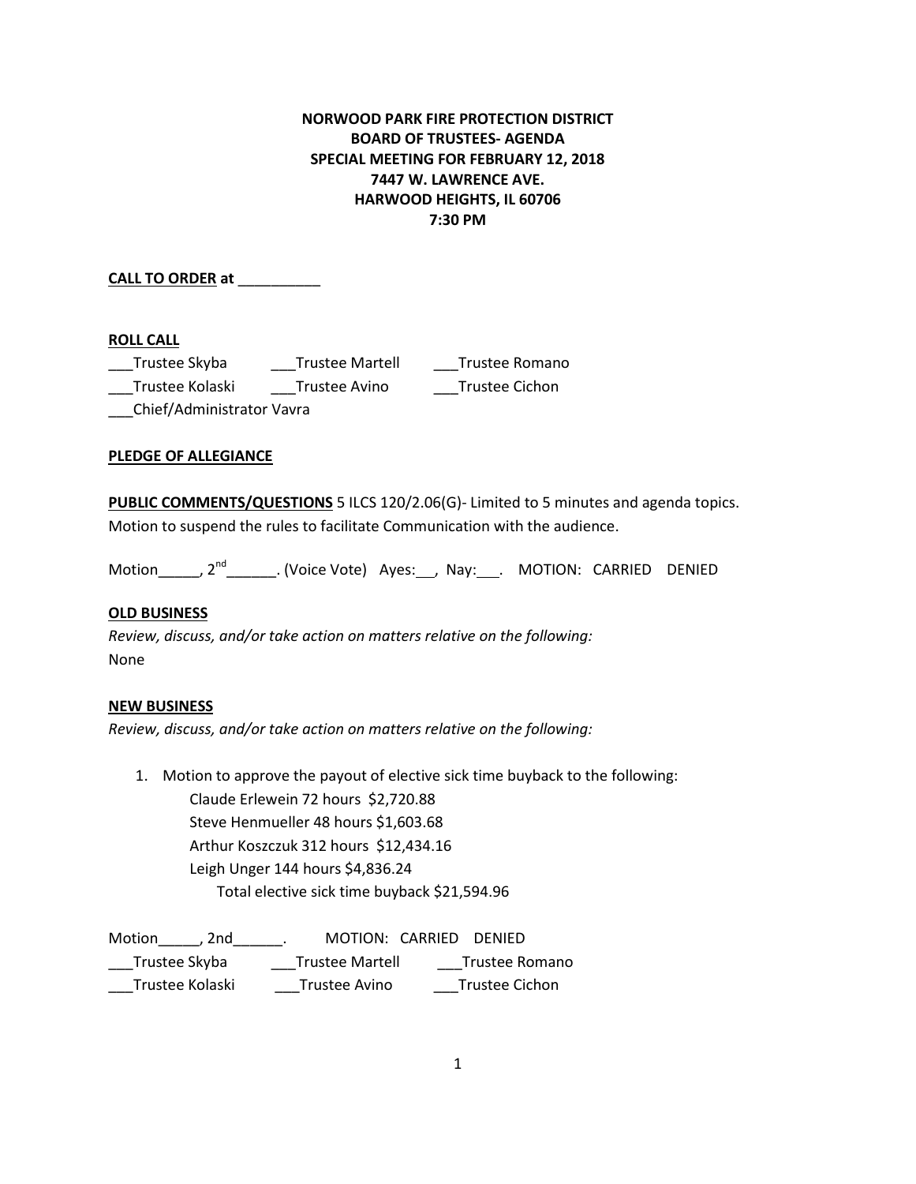**NORWOOD PARK FIRE PROTECTION DISTRICT**
**BOARD OF TRUSTEES- AGENDA**
**SPECIAL MEETING FOR FEBRUARY 12, 2018**
**7447 W. LAWRENCE AVE.**
**HARWOOD HEIGHTS, IL 60706**
**7:30 PM**

**CALL TO ORDER at** __________

**ROLL CALL**

___Trustee Skyba ___Trustee Martell ___Trustee Romano
___Trustee Kolaski ___Trustee Avino ___Trustee Cichon
___Chief/Administrator Vavra

**PLEDGE OF ALLEGIANCE**

**PUBLIC COMMENTS/QUESTIONS** 5 ILCS 120/2.06(G)- Limited to 5 minutes and agenda topics. Motion to suspend the rules to facilitate Communication with the audience.

Motion_____, 2nd______. (Voice Vote) Ayes:__, Nay:___. MOTION: CARRIED DENIED

**OLD BUSINESS**

*Review, discuss, and/or take action on matters relative on the following:*
None

**NEW BUSINESS**

*Review, discuss, and/or take action on matters relative on the following:*

1. Motion to approve the payout of elective sick time buyback to the following:
   - Claude Erlewein 72 hours $2,720.88
   - Steve Henmueller 48 hours $1,603.68
   - Arthur Koszczuk 312 hours $12,434.16
   - Leigh Unger 144 hours $4,836.24
   
   Total elective sick time buyback $21,594.96

Motion_____, 2nd______. MOTION: CARRIED DENIED
___Trustee Skyba ___Trustee Martell ___Trustee Romano
___Trustee Kolaski ___Trustee Avino ___Trustee Cichon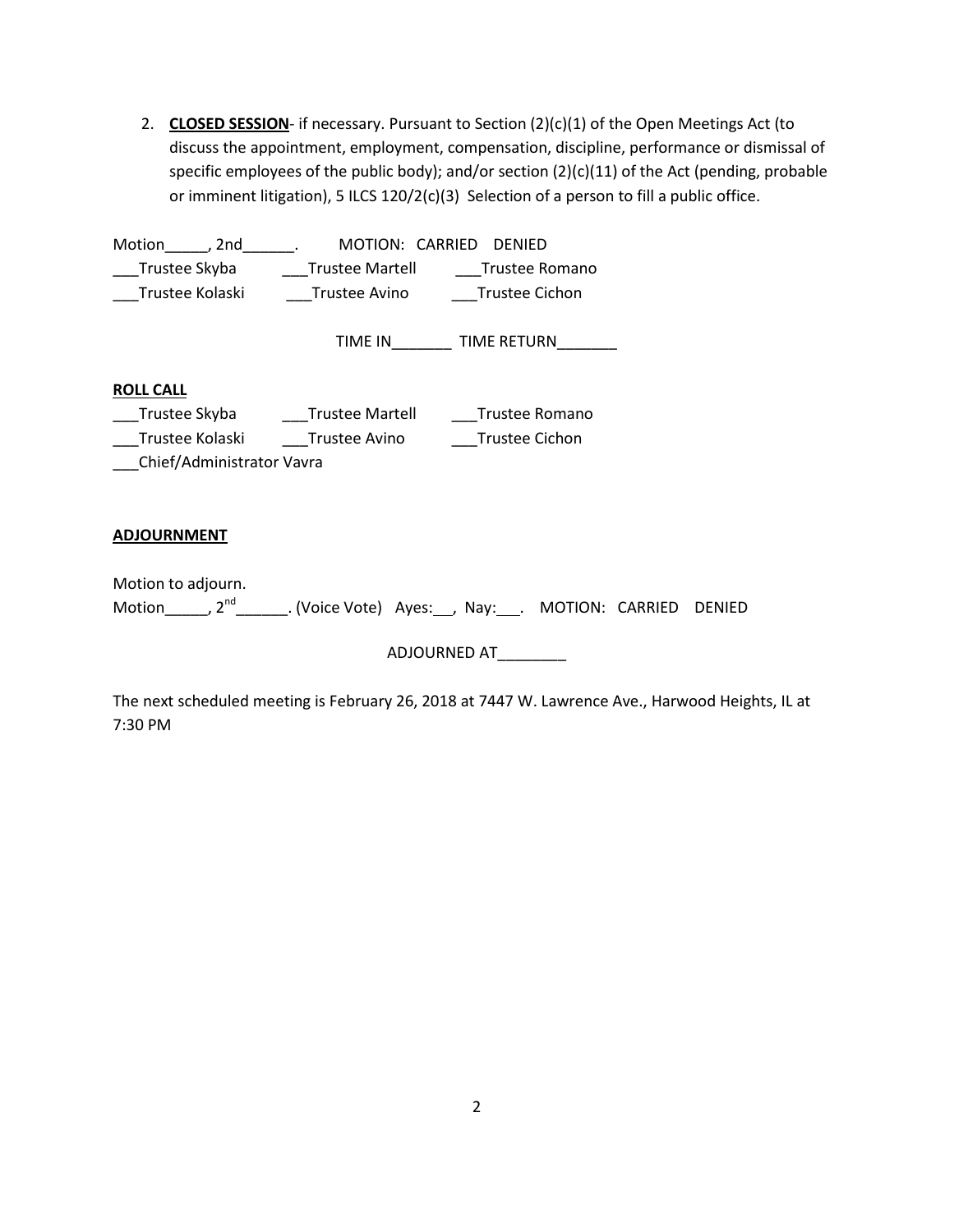2. **CLOSED SESSION**- if necessary. Pursuant to Section (2)(c)(1) of the Open Meetings Act (to discuss the appointment, employment, compensation, discipline, performance or dismissal of specific employees of the public body); and/or section (2)(c)(11) of the Act (pending, probable or imminent litigation), 5 ILCS 120/2(c)(3) Selection of a person to fill a public office.

Motion_____, 2nd______. MOTION: CARRIED DENIED

___Trustee Skyba ___Trustee Martell ___Trustee Romano

___Trustee Kolaski ___Trustee Avino ___Trustee Cichon

TIME IN_______ TIME RETURN_______

**ROLL CALL**

___Trustee Skyba ___Trustee Martell ___Trustee Romano

___Trustee Kolaski ___Trustee Avino ___Trustee Cichon

___Chief/Administrator Vavra

**ADJOURNMENT**

Motion to adjourn.

Motion_____, 2nd______. (Voice Vote) Ayes:__, Nay:___. MOTION: CARRIED DENIED

ADJOURNED AT________

The next scheduled meeting is February 26, 2018 at 7447 W. Lawrence Ave., Harwood Heights, IL at 7:30 PM